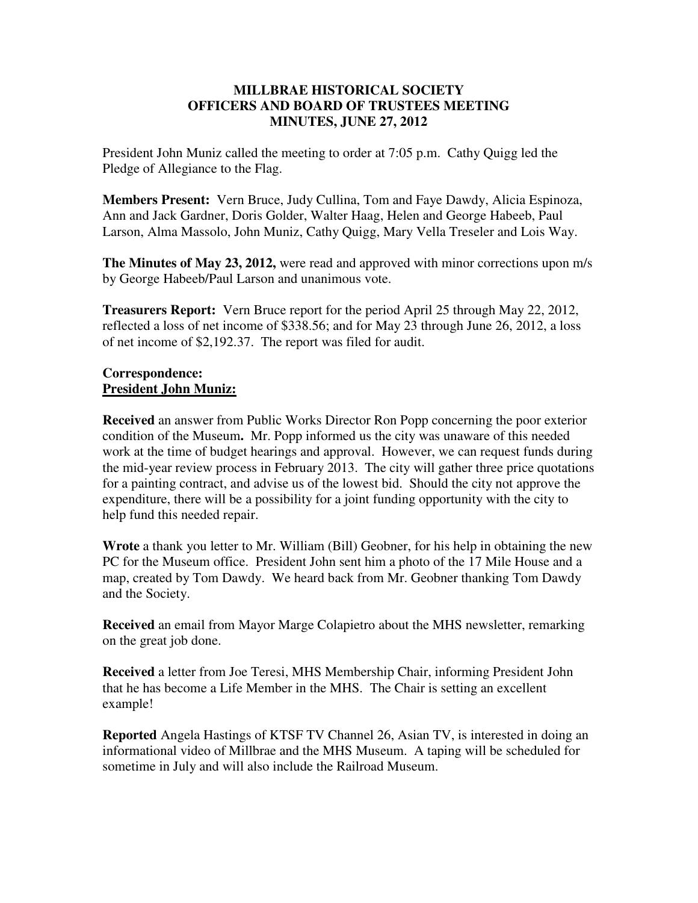# MILLBRAE HISTORICAL SOCIETY
## OFFICERS AND BOARD OF TRUSTEES MEETING
## MINUTES, JUNE 27, 2012

President John Muniz called the meeting to order at 7:05 p.m. Cathy Quigg led the Pledge of Allegiance to the Flag.

**Members Present:** Vern Bruce, Judy Cullina, Tom and Faye Dawdy, Alicia Espinoza, Ann and Jack Gardner, Doris Golder, Walter Haag, Helen and George Habeeb, Paul Larson, Alma Massolo, John Muniz, Cathy Quigg, Mary Vella Treseler and Lois Way.

**The Minutes of May 23, 2012,** were read and approved with minor corrections upon m/s by George Habeeb/Paul Larson and unanimous vote.

**Treasurers Report:** Vern Bruce report for the period April 25 through May 22, 2012, reflected a loss of net income of $338.56; and for May 23 through June 26, 2012, a loss of net income of $2,192.37. The report was filed for audit.

**Correspondence:**
**<u>President John Muniz:</u>**

**Received** an answer from Public Works Director Ron Popp concerning the poor exterior condition of the Museum**.** Mr. Popp informed us the city was unaware of this needed work at the time of budget hearings and approval. However, we can request funds during the mid-year review process in February 2013. The city will gather three price quotations for a painting contract, and advise us of the lowest bid. Should the city not approve the expenditure, there will be a possibility for a joint funding opportunity with the city to help fund this needed repair.

**Wrote** a thank you letter to Mr. William (Bill) Geobner, for his help in obtaining the new PC for the Museum office. President John sent him a photo of the 17 Mile House and a map, created by Tom Dawdy. We heard back from Mr. Geobner thanking Tom Dawdy and the Society.

**Received** an email from Mayor Marge Colapietro about the MHS newsletter, remarking on the great job done.

**Received** a letter from Joe Teresi, MHS Membership Chair, informing President John that he has become a Life Member in the MHS. The Chair is setting an excellent example!

**Reported** Angela Hastings of KTSF TV Channel 26, Asian TV, is interested in doing an informational video of Millbrae and the MHS Museum. A taping will be scheduled for sometime in July and will also include the Railroad Museum.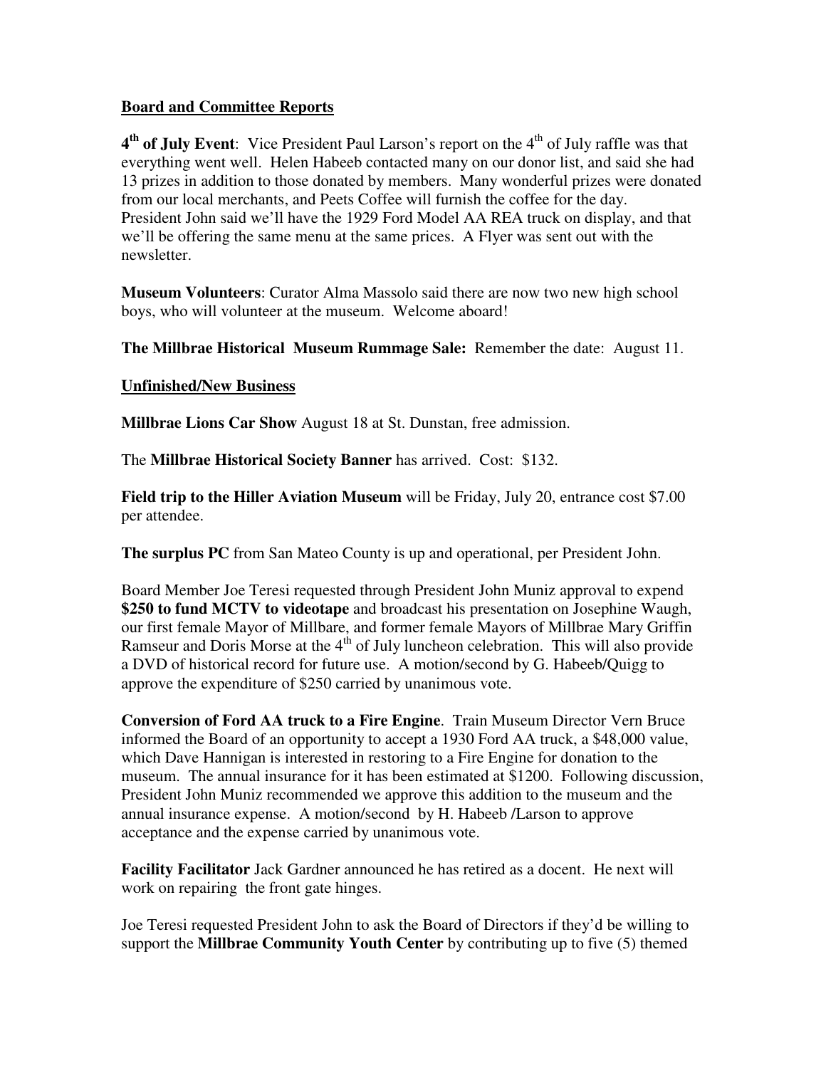**Board and Committee Reports**

**4th of July Event**: Vice President Paul Larson's report on the 4th of July raffle was that everything went well. Helen Habeeb contacted many on our donor list, and said she had 13 prizes in addition to those donated by members. Many wonderful prizes were donated from our local merchants, and Peets Coffee will furnish the coffee for the day. President John said we'll have the 1929 Ford Model AA REA truck on display, and that we'll be offering the same menu at the same prices. A Flyer was sent out with the newsletter.

**Museum Volunteers**: Curator Alma Massolo said there are now two new high school boys, who will volunteer at the museum. Welcome aboard!

**The Millbrae Historical Museum Rummage Sale:** Remember the date: August 11.

**Unfinished/New Business**

**Millbrae Lions Car Show** August 18 at St. Dunstan, free admission.

The **Millbrae Historical Society Banner** has arrived. Cost: $132.

**Field trip to the Hiller Aviation Museum** will be Friday, July 20, entrance cost $7.00 per attendee.

**The surplus PC** from San Mateo County is up and operational, per President John.

Board Member Joe Teresi requested through President John Muniz approval to expend **$250 to fund MCTV to videotape** and broadcast his presentation on Josephine Waugh, our first female Mayor of Millbare, and former female Mayors of Millbrae Mary Griffin Ramseur and Doris Morse at the 4th of July luncheon celebration. This will also provide a DVD of historical record for future use. A motion/second by G. Habeeb/Quigg to approve the expenditure of $250 carried by unanimous vote.

**Conversion of Ford AA truck to a Fire Engine**. Train Museum Director Vern Bruce informed the Board of an opportunity to accept a 1930 Ford AA truck, a $48,000 value, which Dave Hannigan is interested in restoring to a Fire Engine for donation to the museum. The annual insurance for it has been estimated at $1200. Following discussion, President John Muniz recommended we approve this addition to the museum and the annual insurance expense. A motion/second by H. Habeeb /Larson to approve acceptance and the expense carried by unanimous vote.

**Facility Facilitator** Jack Gardner announced he has retired as a docent. He next will work on repairing the front gate hinges.

Joe Teresi requested President John to ask the Board of Directors if they'd be willing to support the **Millbrae Community Youth Center** by contributing up to five (5) themed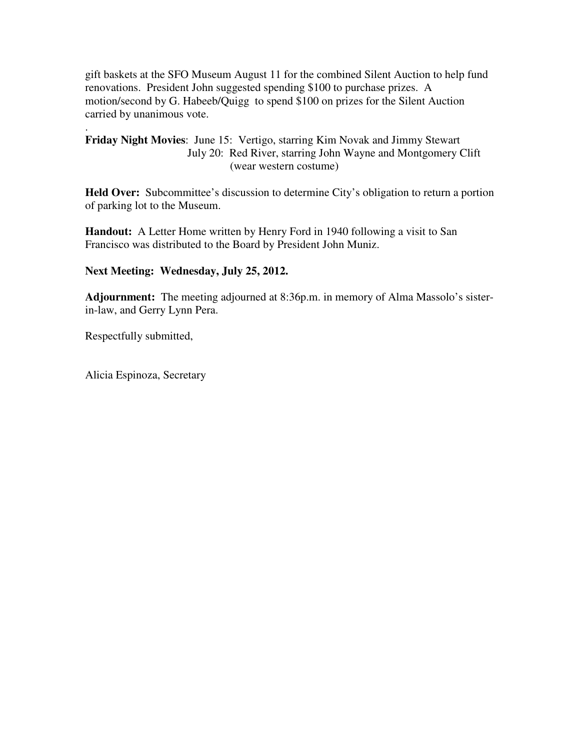gift baskets at the SFO Museum August 11 for the combined Silent Auction to help fund renovations. President John suggested spending $100 to purchase prizes. A motion/second by G. Habeeb/Quigg to spend $100 on prizes for the Silent Auction carried by unanimous vote.

.

**Friday Night Movies**: June 15: Vertigo, starring Kim Novak and Jimmy Stewart
July 20: Red River, starring John Wayne and Montgomery Clift
(wear western costume)

**Held Over:** Subcommittee's discussion to determine City's obligation to return a portion of parking lot to the Museum.

**Handout:** A Letter Home written by Henry Ford in 1940 following a visit to San Francisco was distributed to the Board by President John Muniz.

**Next Meeting: Wednesday, July 25, 2012.**

**Adjournment:** The meeting adjourned at 8:36p.m. in memory of Alma Massolo's sister-in-law, and Gerry Lynn Pera.

Respectfully submitted,

Alicia Espinoza, Secretary